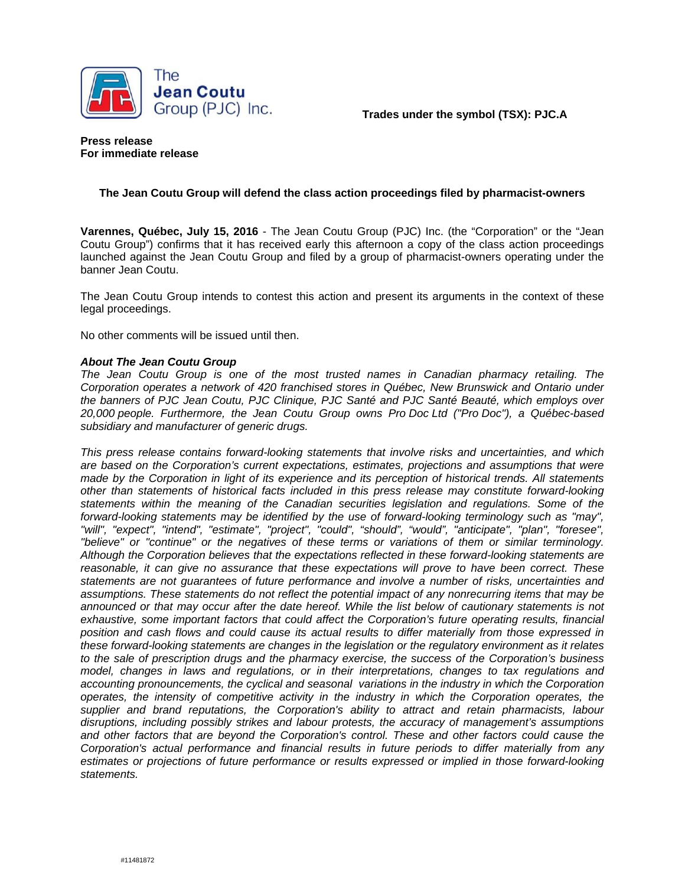The Jean Coutu Group (PJC) Inc.

**Trades under the symbol (TSX): PJC.A**

**Press release**
**For immediate release**

## The Jean Coutu Group will defend the class action proceedings filed by pharmacist-owners

**Varennes, Québec, July 15, 2016** - The Jean Coutu Group (PJC) Inc. (the "Corporation" or the "Jean Coutu Group") confirms that it has received early this afternoon a copy of the class action proceedings launched against the Jean Coutu Group and filed by a group of pharmacist-owners operating under the banner Jean Coutu.

The Jean Coutu Group intends to contest this action and present its arguments in the context of these legal proceedings.

No other comments will be issued until then.

***About The Jean Coutu Group***

*The Jean Coutu Group is one of the most trusted names in Canadian pharmacy retailing. The Corporation operates a network of 420 franchised stores in Québec, New Brunswick and Ontario under the banners of PJC Jean Coutu, PJC Clinique, PJC Santé and PJC Santé Beauté, which employs over 20,000 people. Furthermore, the Jean Coutu Group owns Pro Doc Ltd ("Pro Doc"), a Québec-based subsidiary and manufacturer of generic drugs.*

*This press release contains forward-looking statements that involve risks and uncertainties, and which are based on the Corporation's current expectations, estimates, projections and assumptions that were made by the Corporation in light of its experience and its perception of historical trends. All statements other than statements of historical facts included in this press release may constitute forward-looking statements within the meaning of the Canadian securities legislation and regulations. Some of the forward-looking statements may be identified by the use of forward-looking terminology such as "may", "will", "expect", "intend", "estimate", "project", "could", "should", "would", "anticipate", "plan", "foresee", "believe" or "continue" or the negatives of these terms or variations of them or similar terminology. Although the Corporation believes that the expectations reflected in these forward-looking statements are reasonable, it can give no assurance that these expectations will prove to have been correct. These statements are not guarantees of future performance and involve a number of risks, uncertainties and assumptions. These statements do not reflect the potential impact of any nonrecurring items that may be announced or that may occur after the date hereof. While the list below of cautionary statements is not exhaustive, some important factors that could affect the Corporation's future operating results, financial position and cash flows and could cause its actual results to differ materially from those expressed in these forward-looking statements are changes in the legislation or the regulatory environment as it relates to the sale of prescription drugs and the pharmacy exercise, the success of the Corporation's business model, changes in laws and regulations, or in their interpretations, changes to tax regulations and accounting pronouncements, the cyclical and seasonal variations in the industry in which the Corporation operates, the intensity of competitive activity in the industry in which the Corporation operates, the supplier and brand reputations, the Corporation's ability to attract and retain pharmacists, labour disruptions, including possibly strikes and labour protests, the accuracy of management's assumptions and other factors that are beyond the Corporation's control. These and other factors could cause the Corporation's actual performance and financial results in future periods to differ materially from any estimates or projections of future performance or results expressed or implied in those forward-looking statements.*

#11481872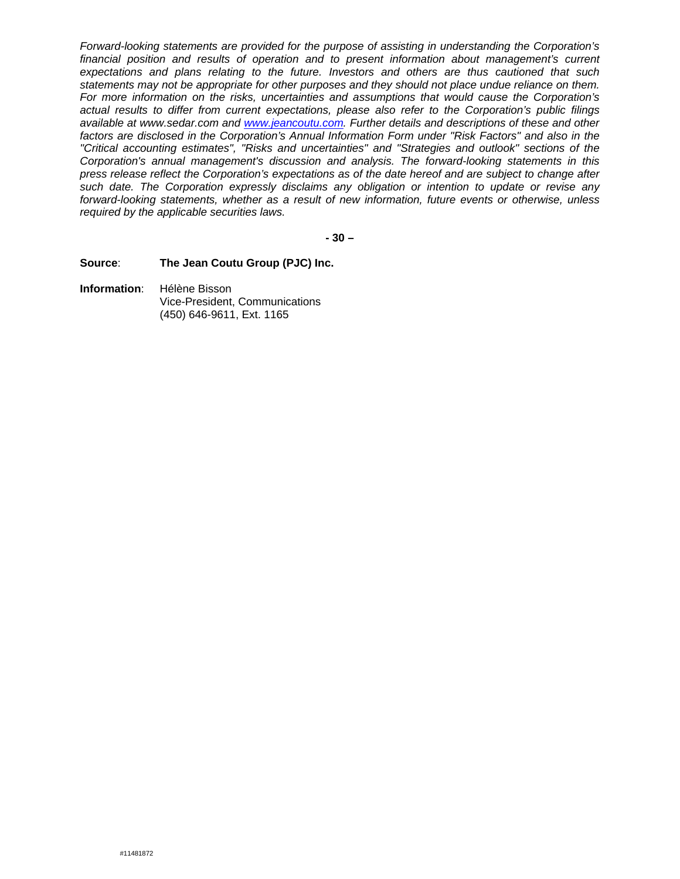*Forward-looking statements are provided for the purpose of assisting in understanding the Corporation's financial position and results of operation and to present information about management's current expectations and plans relating to the future. Investors and others are thus cautioned that such statements may not be appropriate for other purposes and they should not place undue reliance on them. For more information on the risks, uncertainties and assumptions that would cause the Corporation's actual results to differ from current expectations, please also refer to the Corporation's public filings available at www.sedar.com and [www.jeancoutu.com](http://www.jeancoutu.com). Further details and descriptions of these and other factors are disclosed in the Corporation's Annual Information Form under "Risk Factors" and also in the "Critical accounting estimates", "Risks and uncertainties" and "Strategies and outlook" sections of the Corporation's annual management's discussion and analysis. The forward-looking statements in this press release reflect the Corporation's expectations as of the date hereof and are subject to change after such date. The Corporation expressly disclaims any obligation or intention to update or revise any forward-looking statements, whether as a result of new information, future events or otherwise, unless required by the applicable securities laws.*

**- 30 –**

**Source**: **The Jean Coutu Group (PJC) Inc.**

**Information**: Hélène Bisson
Vice-President, Communications
(450) 646-9611, Ext. 1165

#11481872